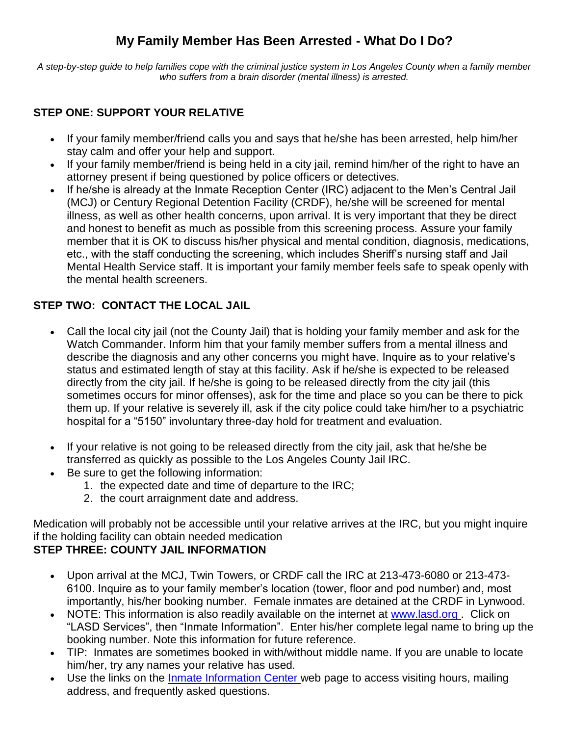# My Family Member Has Been Arrested - What Do I Do?

*A step-by-step guide to help families cope with the criminal justice system in Los Angeles County when a family member who suffers from a brain disorder (mental illness) is arrested.*

## STEP ONE: SUPPORT YOUR RELATIVE

- If your family member/friend calls you and says that he/she has been arrested, help him/her stay calm and offer your help and support.
- If your family member/friend is being held in a city jail, remind him/her of the right to have an attorney present if being questioned by police officers or detectives.
- If he/she is already at the Inmate Reception Center (IRC) adjacent to the Men's Central Jail (MCJ) or Century Regional Detention Facility (CRDF), he/she will be screened for mental illness, as well as other health concerns, upon arrival. It is very important that they be direct and honest to benefit as much as possible from this screening process. Assure your family member that it is OK to discuss his/her physical and mental condition, diagnosis, medications, etc., with the staff conducting the screening, which includes Sheriff's nursing staff and Jail Mental Health Service staff. It is important your family member feels safe to speak openly with the mental health screeners.

## STEP TWO: CONTACT THE LOCAL JAIL

- Call the local city jail (not the County Jail) that is holding your family member and ask for the Watch Commander. Inform him that your family member suffers from a mental illness and describe the diagnosis and any other concerns you might have. Inquire as to your relative's status and estimated length of stay at this facility. Ask if he/she is expected to be released directly from the city jail. If he/she is going to be released directly from the city jail (this sometimes occurs for minor offenses), ask for the time and place so you can be there to pick them up. If your relative is severely ill, ask if the city police could take him/her to a psychiatric hospital for a "5150" involuntary three-day hold for treatment and evaluation.

- If your relative is not going to be released directly from the city jail, ask that he/she be transferred as quickly as possible to the Los Angeles County Jail IRC.
- Be sure to get the following information:
  1. the expected date and time of departure to the IRC;
  2. the court arraignment date and address.

Medication will probably not be accessible until your relative arrives at the IRC, but you might inquire if the holding facility can obtain needed medication

## STEP THREE: COUNTY JAIL INFORMATION

- Upon arrival at the MCJ, Twin Towers, or CRDF call the IRC at 213-473-6080 or 213-473-6100. Inquire as to your family member's location (tower, floor and pod number) and, most importantly, his/her booking number. Female inmates are detained at the CRDF in Lynwood.
- NOTE: This information is also readily available on the internet at [www.lasd.org](http://www.lasd.org). Click on "LASD Services", then "Inmate Information". Enter his/her complete legal name to bring up the booking number. Note this information for future reference.
- TIP: Inmates are sometimes booked in with/without middle name. If you are unable to locate him/her, try any names your relative has used.
- Use the links on the Inmate Information Center web page to access visiting hours, mailing address, and frequently asked questions.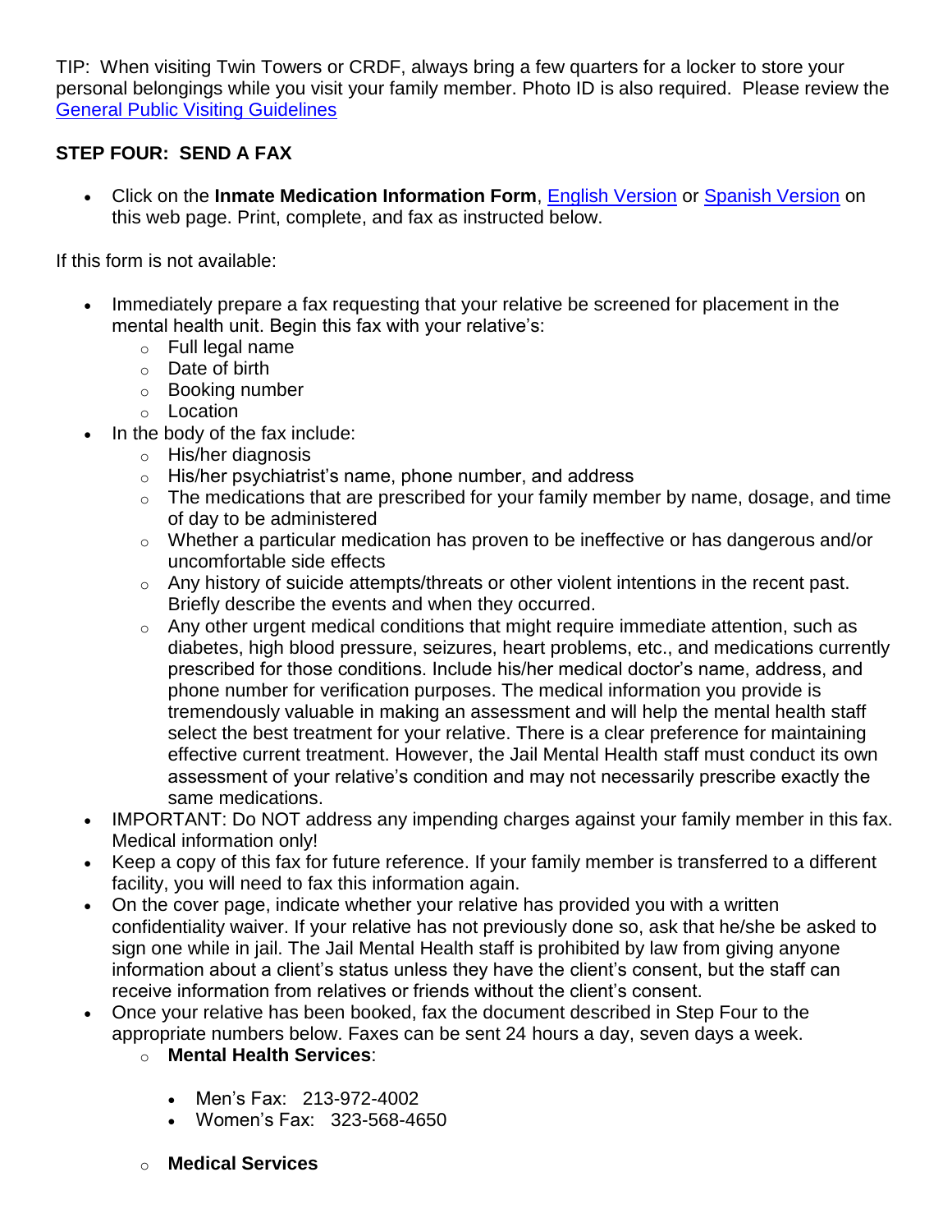TIP: When visiting Twin Towers or CRDF, always bring a few quarters for a locker to store your personal belongings while you visit your family member. Photo ID is also required. Please review the General Public Visiting Guidelines

**STEP FOUR: SEND A FAX**

- Click on the **Inmate Medication Information Form**, English Version or Spanish Version on this web page. Print, complete, and fax as instructed below.

If this form is not available:

- Immediately prepare a fax requesting that your relative be screened for placement in the mental health unit. Begin this fax with your relative's:
  - Full legal name
  - Date of birth
  - Booking number
  - Location
- In the body of the fax include:
  - His/her diagnosis
  - His/her psychiatrist's name, phone number, and address
  - The medications that are prescribed for your family member by name, dosage, and time of day to be administered
  - Whether a particular medication has proven to be ineffective or has dangerous and/or uncomfortable side effects
  - Any history of suicide attempts/threats or other violent intentions in the recent past. Briefly describe the events and when they occurred.
  - Any other urgent medical conditions that might require immediate attention, such as diabetes, high blood pressure, seizures, heart problems, etc., and medications currently prescribed for those conditions. Include his/her medical doctor's name, address, and phone number for verification purposes. The medical information you provide is tremendously valuable in making an assessment and will help the mental health staff select the best treatment for your relative. There is a clear preference for maintaining effective current treatment. However, the Jail Mental Health staff must conduct its own assessment of your relative's condition and may not necessarily prescribe exactly the same medications.
- IMPORTANT: Do NOT address any impending charges against your family member in this fax. Medical information only!
- Keep a copy of this fax for future reference. If your family member is transferred to a different facility, you will need to fax this information again.
- On the cover page, indicate whether your relative has provided you with a written confidentiality waiver. If your relative has not previously done so, ask that he/she be asked to sign one while in jail. The Jail Mental Health staff is prohibited by law from giving anyone information about a client's status unless they have the client's consent, but the staff can receive information from relatives or friends without the client's consent.
- Once your relative has been booked, fax the document described in Step Four to the appropriate numbers below. Faxes can be sent 24 hours a day, seven days a week.
  - **Mental Health Services**:
    - Men's Fax: 213-972-4002
    - Women's Fax: 323-568-4650
  - **Medical Services**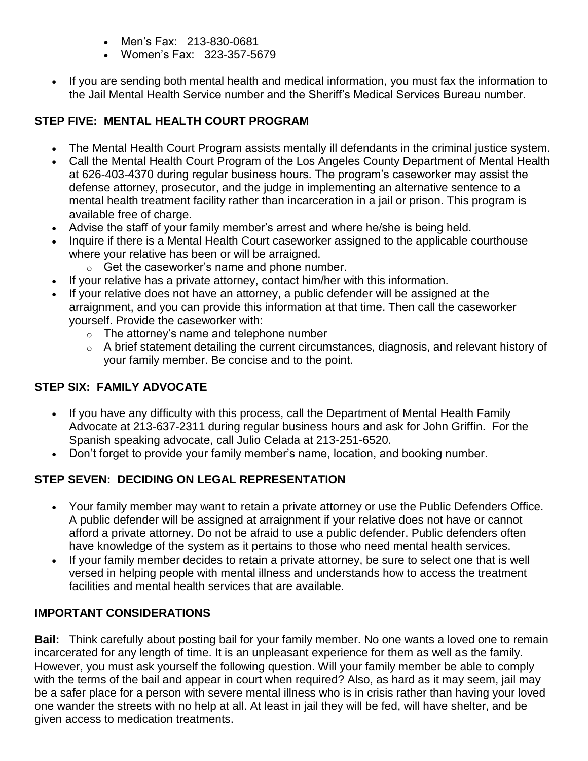- Men's Fax: 213-830-0681
- Women's Fax: 323-357-5679

- If you are sending both mental health and medical information, you must fax the information to the Jail Mental Health Service number and the Sheriff's Medical Services Bureau number.

### STEP FIVE: MENTAL HEALTH COURT PROGRAM

- The Mental Health Court Program assists mentally ill defendants in the criminal justice system.
- Call the Mental Health Court Program of the Los Angeles County Department of Mental Health at 626-403-4370 during regular business hours. The program's caseworker may assist the defense attorney, prosecutor, and the judge in implementing an alternative sentence to a mental health treatment facility rather than incarceration in a jail or prison. This program is available free of charge.
- Advise the staff of your family member's arrest and where he/she is being held.
- Inquire if there is a Mental Health Court caseworker assigned to the applicable courthouse where your relative has been or will be arraigned.
  - Get the caseworker's name and phone number.
- If your relative has a private attorney, contact him/her with this information.
- If your relative does not have an attorney, a public defender will be assigned at the arraignment, and you can provide this information at that time. Then call the caseworker yourself. Provide the caseworker with:
  - The attorney's name and telephone number
  - A brief statement detailing the current circumstances, diagnosis, and relevant history of your family member. Be concise and to the point.

### STEP SIX: FAMILY ADVOCATE

- If you have any difficulty with this process, call the Department of Mental Health Family Advocate at 213-637-2311 during regular business hours and ask for John Griffin. For the Spanish speaking advocate, call Julio Celada at 213-251-6520.
- Don't forget to provide your family member's name, location, and booking number.

### STEP SEVEN: DECIDING ON LEGAL REPRESENTATION

- Your family member may want to retain a private attorney or use the Public Defenders Office. A public defender will be assigned at arraignment if your relative does not have or cannot afford a private attorney. Do not be afraid to use a public defender. Public defenders often have knowledge of the system as it pertains to those who need mental health services.
- If your family member decides to retain a private attorney, be sure to select one that is well versed in helping people with mental illness and understands how to access the treatment facilities and mental health services that are available.

### IMPORTANT CONSIDERATIONS

**Bail:** Think carefully about posting bail for your family member. No one wants a loved one to remain incarcerated for any length of time. It is an unpleasant experience for them as well as the family. However, you must ask yourself the following question. Will your family member be able to comply with the terms of the bail and appear in court when required? Also, as hard as it may seem, jail may be a safer place for a person with severe mental illness who is in crisis rather than having your loved one wander the streets with no help at all. At least in jail they will be fed, will have shelter, and be given access to medication treatments.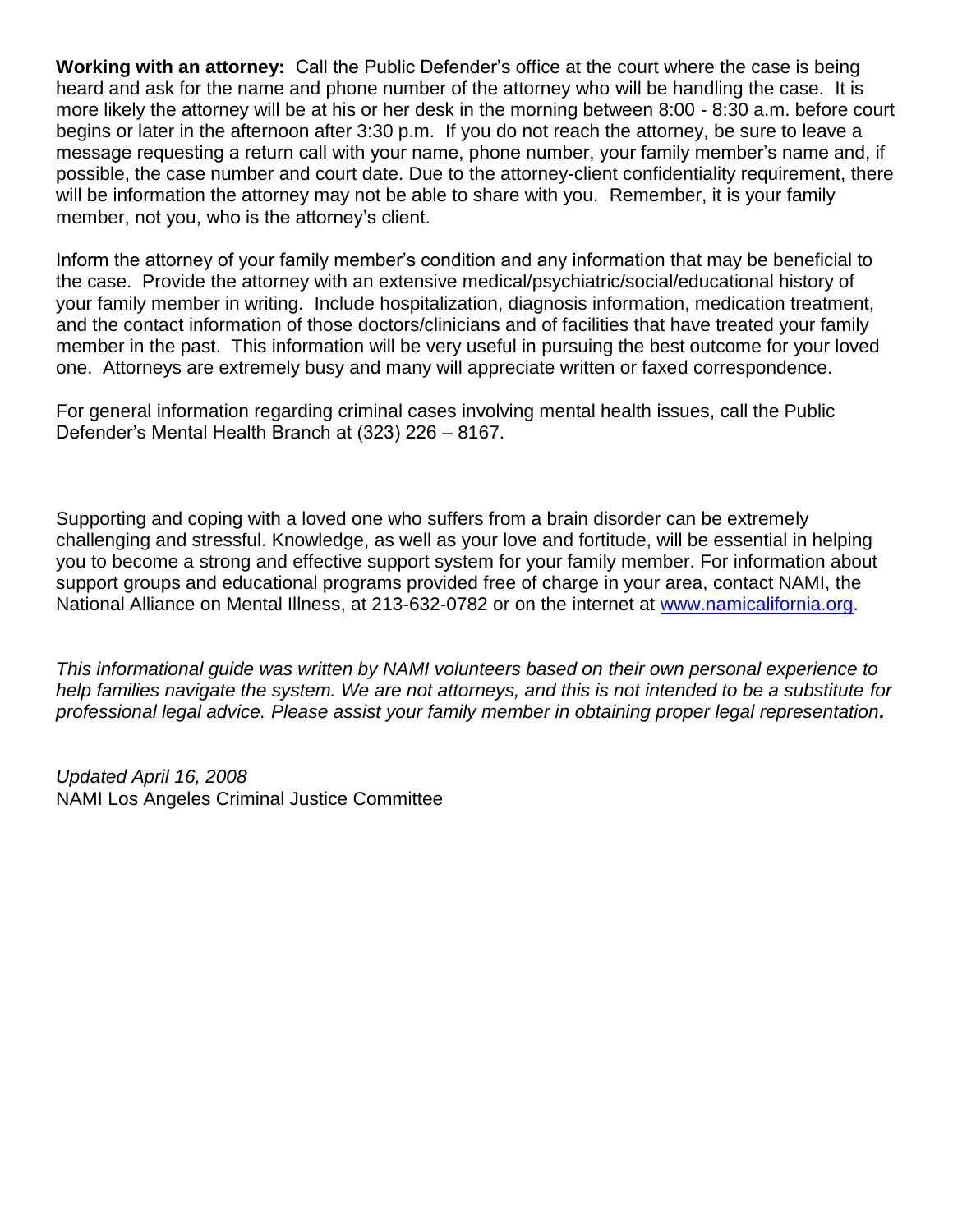**Working with an attorney:** Call the Public Defender's office at the court where the case is being heard and ask for the name and phone number of the attorney who will be handling the case. It is more likely the attorney will be at his or her desk in the morning between 8:00 - 8:30 a.m. before court begins or later in the afternoon after 3:30 p.m. If you do not reach the attorney, be sure to leave a message requesting a return call with your name, phone number, your family member's name and, if possible, the case number and court date. Due to the attorney-client confidentiality requirement, there will be information the attorney may not be able to share with you. Remember, it is your family member, not you, who is the attorney's client.

Inform the attorney of your family member's condition and any information that may be beneficial to the case. Provide the attorney with an extensive medical/psychiatric/social/educational history of your family member in writing. Include hospitalization, diagnosis information, medication treatment, and the contact information of those doctors/clinicians and of facilities that have treated your family member in the past. This information will be very useful in pursuing the best outcome for your loved one. Attorneys are extremely busy and many will appreciate written or faxed correspondence.

For general information regarding criminal cases involving mental health issues, call the Public Defender's Mental Health Branch at (323) 226 – 8167.

Supporting and coping with a loved one who suffers from a brain disorder can be extremely challenging and stressful. Knowledge, as well as your love and fortitude, will be essential in helping you to become a strong and effective support system for your family member. For information about support groups and educational programs provided free of charge in your area, contact NAMI, the National Alliance on Mental Illness, at 213-632-0782 or on the internet at [www.namicalifornia.org](http://www.namicalifornia.org).

*This informational guide was written by NAMI volunteers based on their own personal experience to help families navigate the system. We are not attorneys, and this is not intended to be a substitute for professional legal advice. Please assist your family member in obtaining proper legal representation.*

*Updated April 16, 2008*
NAMI Los Angeles Criminal Justice Committee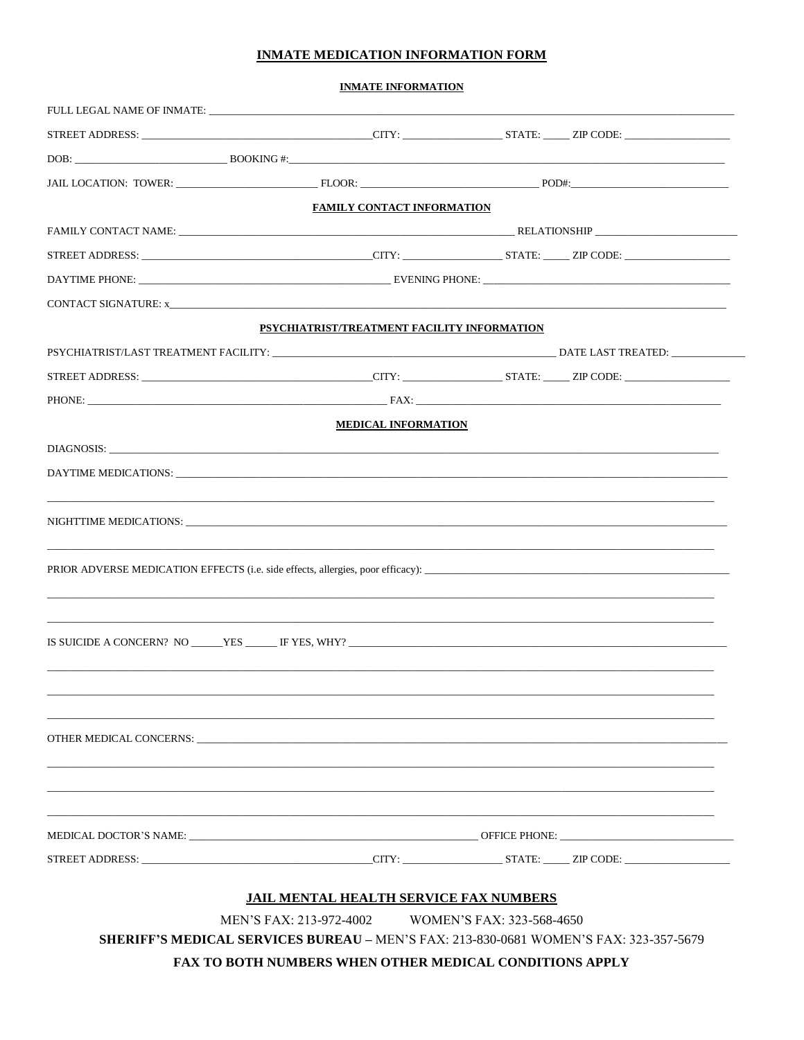# INMATE MEDICATION INFORMATION FORM

## INMATE INFORMATION

FULL LEGAL NAME OF INMATE: ______________________________________________

STREET ADDRESS: ______________________ CITY: ______________ STATE: _____ ZIP CODE: ______________

DOB: ______________________ BOOKING #: ______________________________________________

JAIL LOCATION: TOWER: ______________________ FLOOR: ______________________ POD#: ______________________

## FAMILY CONTACT INFORMATION

FAMILY CONTACT NAME: ______________________________________________ RELATIONSHIP ______________________

STREET ADDRESS: ______________________ CITY: ______________ STATE: _____ ZIP CODE: ______________

DAYTIME PHONE: ______________________________ EVENING PHONE: ______________________________

CONTACT SIGNATURE: x______________________________________________

## PSYCHIATRIST/TREATMENT FACILITY INFORMATION

PSYCHIATRIST/LAST TREATMENT FACILITY: ______________________________ DATE LAST TREATED: ______________

STREET ADDRESS: ______________________ CITY: ______________ STATE: _____ ZIP CODE: ______________

PHONE: ______________________________ FAX: ______________________________

## MEDICAL INFORMATION

DIAGNOSIS: ______________________________________________

DAYTIME MEDICATIONS: ______________________________________________

______________________________________________

NIGHTTIME MEDICATIONS: ______________________________________________

______________________________________________

PRIOR ADVERSE MEDICATION EFFECTS (i.e. side effects, allergies, poor efficacy): ______________________________

______________________________________________

______________________________________________

IS SUICIDE A CONCERN? NO ______ YES ______ IF YES, WHY? ______________________________

______________________________________________

______________________________________________

______________________________________________

OTHER MEDICAL CONCERNS: ______________________________________________

______________________________________________

______________________________________________

______________________________________________

MEDICAL DOCTOR'S NAME: ______________________________ OFFICE PHONE: ______________________

STREET ADDRESS: ______________________ CITY: ______________ STATE: _____ ZIP CODE: ______________

## JAIL MENTAL HEALTH SERVICE FAX NUMBERS

MEN'S FAX: 213-972-4002 WOMEN'S FAX: 323-568-4650

**SHERIFF'S MEDICAL SERVICES BUREAU –** MEN'S FAX: 213-830-0681 WOMEN'S FAX: 323-357-5679

**FAX TO BOTH NUMBERS WHEN OTHER MEDICAL CONDITIONS APPLY**